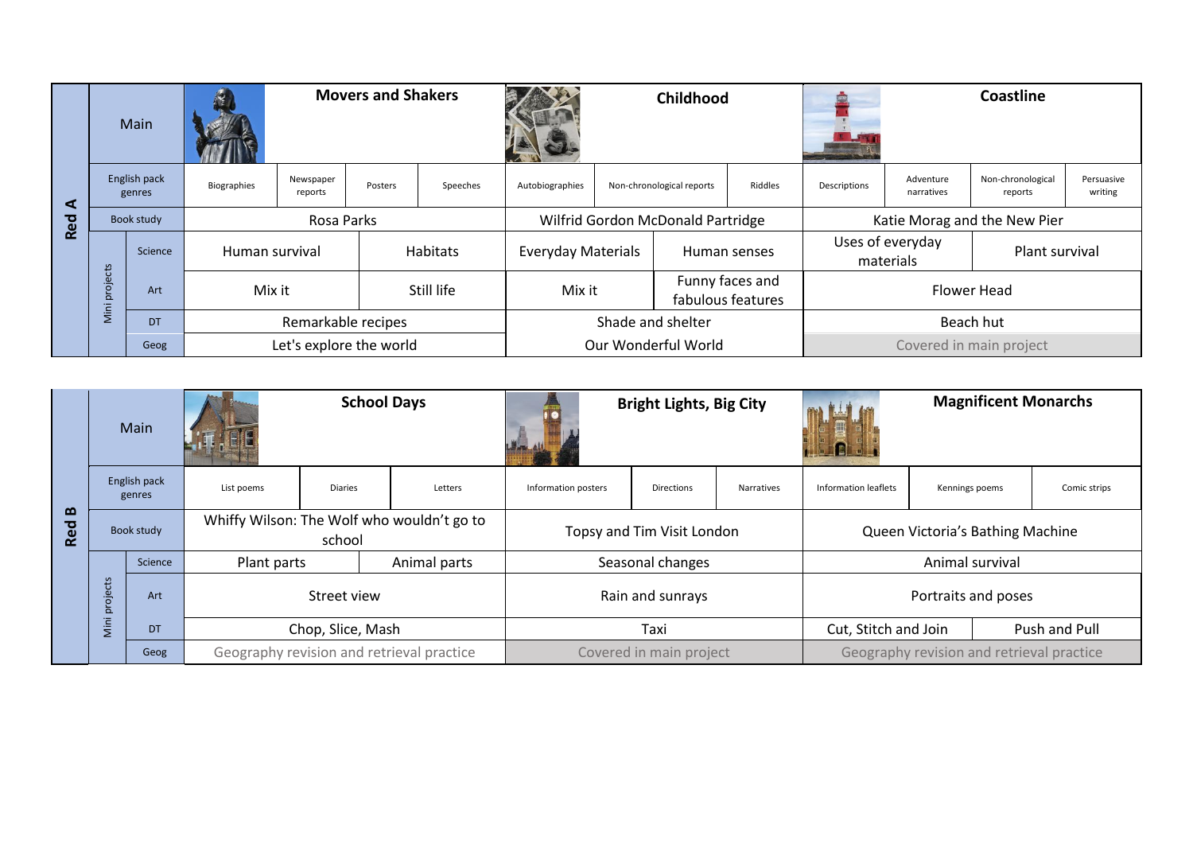| Red A | | | | | | | | | | | | |
|---|---|---|---|---|---|---|---|---|---|---|---|---|
| Main | | **Movers and Shakers** | | | | **Childhood** | | | **Coastline** | | | |
| English pack genres | | Biographies | Newspaper reports | Posters | Speeches | Autobiographies | Non-chronological reports | Riddles | Descriptions | Adventure narratives | Non-chronological reports | Persuasive writing |
| Book study | | Rosa Parks | | | | Wilfrid Gordon McDonald Partridge | | | Katie Morag and the New Pier | | | |
| Mini projects | Science | Human survival | | Habitats | | Everyday Materials | Human senses | | Uses of everyday materials | | Plant survival | |
| | Art | Mix it | | Still life | | Mix it | Funny faces and fabulous features | | Flower Head | | | |
| | DT | Remarkable recipes | | | | Shade and shelter | | | Beach hut | | | |
| | Geog | Let's explore the world | | | | Our Wonderful World | | | Covered in main project | | | |

| Red B | | | | | | | | | | |
|---|---|---|---|---|---|---|---|---|---|---|
| Main | | **School Days** | | | **Bright Lights, Big City** | | | **Magnificent Monarchs** | | |
| English pack genres | | List poems | Diaries | Letters | Information posters | Directions | Narratives | Information leaflets | Kennings poems | Comic strips |
| Book study | | Whiffy Wilson: The Wolf who wouldn't go to school | | | Topsy and Tim Visit London | | | Queen Victoria's Bathing Machine | | |
| Mini projects | Science | Plant parts | Animal parts | | Seasonal changes | | | Animal survival | | |
| | Art | Street view | | | Rain and sunrays | | | Portraits and poses | | |
| | DT | Chop, Slice, Mash | | | Taxi | | | Cut, Stitch and Join | Push and Pull | |
| | Geog | Geography revision and retrieval practice | | | Covered in main project | | | Geography revision and retrieval practice | | |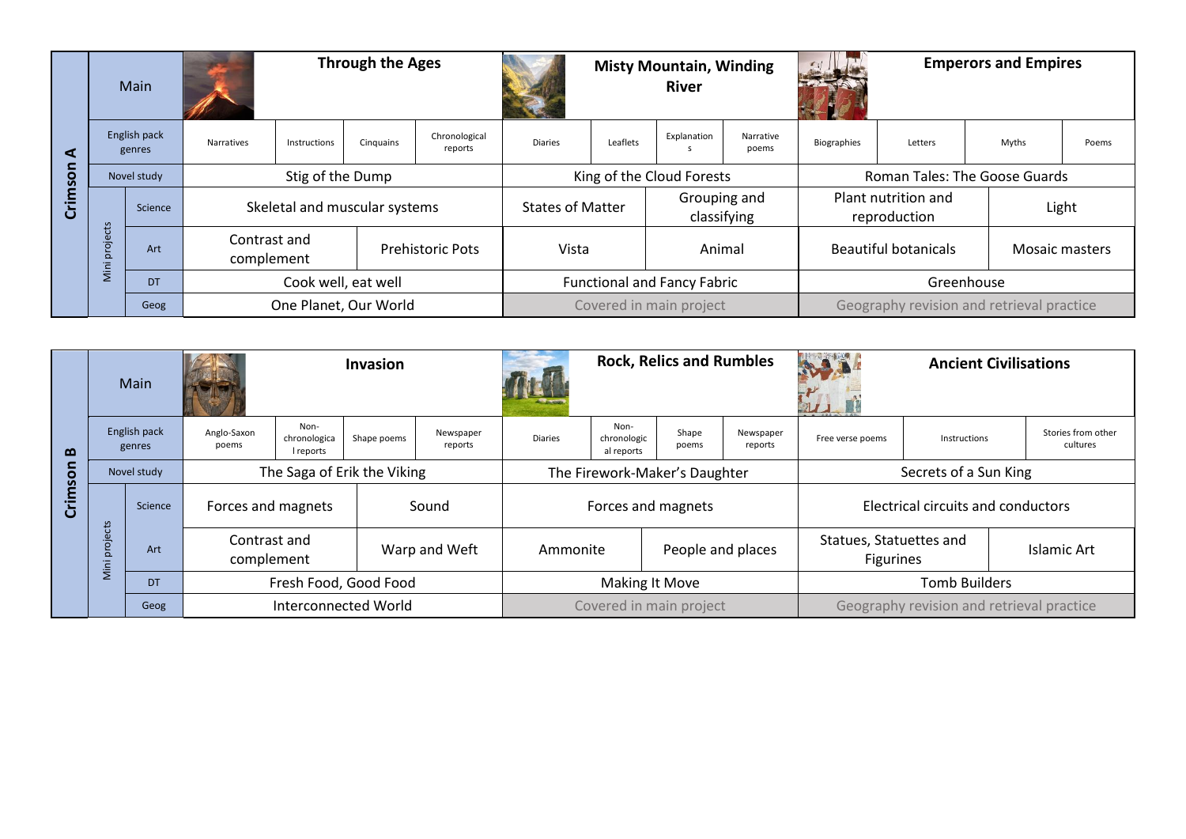| Crimson A | | | | | | | | | | | | |
|---|---|---|---|---|---|---|---|---|---|---|---|---|
| Main | | **Through the Ages** | | | | **Misty Mountain, Winding River** | | | | **Emperors and Empires** | | | |
| English pack genres | | Narratives | Instructions | Cinquains | Chronological reports | Diaries | Leaflets | Explanations | Narrative poems | Biographies | Letters | Myths | Poems |
| Novel study | | Stig of the Dump | | | | King of the Cloud Forests | | | | Roman Tales: The Goose Guards | | | |
| Mini projects | Science | Skeletal and muscular systems | | | | States of Matter | | Grouping and classifying | | Plant nutrition and reproduction | | Light | |
| | Art | Contrast and complement | | Prehistoric Pots | | Vista | | Animal | | Beautiful botanicals | | Mosaic masters | |
| | DT | Cook well, eat well | | | | Functional and Fancy Fabric | | | | Greenhouse | | | |
| | Geog | One Planet, Our World | | | | Covered in main project | | | | Geography revision and retrieval practice | | | |

| Crimson B | | | | | | | | | | | | |
|---|---|---|---|---|---|---|---|---|---|---|---|---|
| Main | | **Invasion** | | | | **Rock, Relics and Rumbles** | | | | **Ancient Civilisations** | | |
| English pack genres | | Anglo-Saxon poems | Non-chronological reports | Shape poems | Newspaper reports | Diaries | Non-chronological reports | Shape poems | Newspaper reports | Free verse poems | Instructions | Stories from other cultures |
| Novel study | | The Saga of Erik the Viking | | | | The Firework-Maker's Daughter | | | | Secrets of a Sun King | | |
| Mini projects | Science | Forces and magnets | | Sound | | Forces and magnets | | | | Electrical circuits and conductors | | |
| | Art | Contrast and complement | | Warp and Weft | | Ammonite | | People and places | | Statues, Statuettes and Figurines | | Islamic Art |
| | DT | Fresh Food, Good Food | | | | Making It Move | | | | Tomb Builders | | |
| | Geog | Interconnected World | | | | Covered in main project | | | | Geography revision and retrieval practice | | |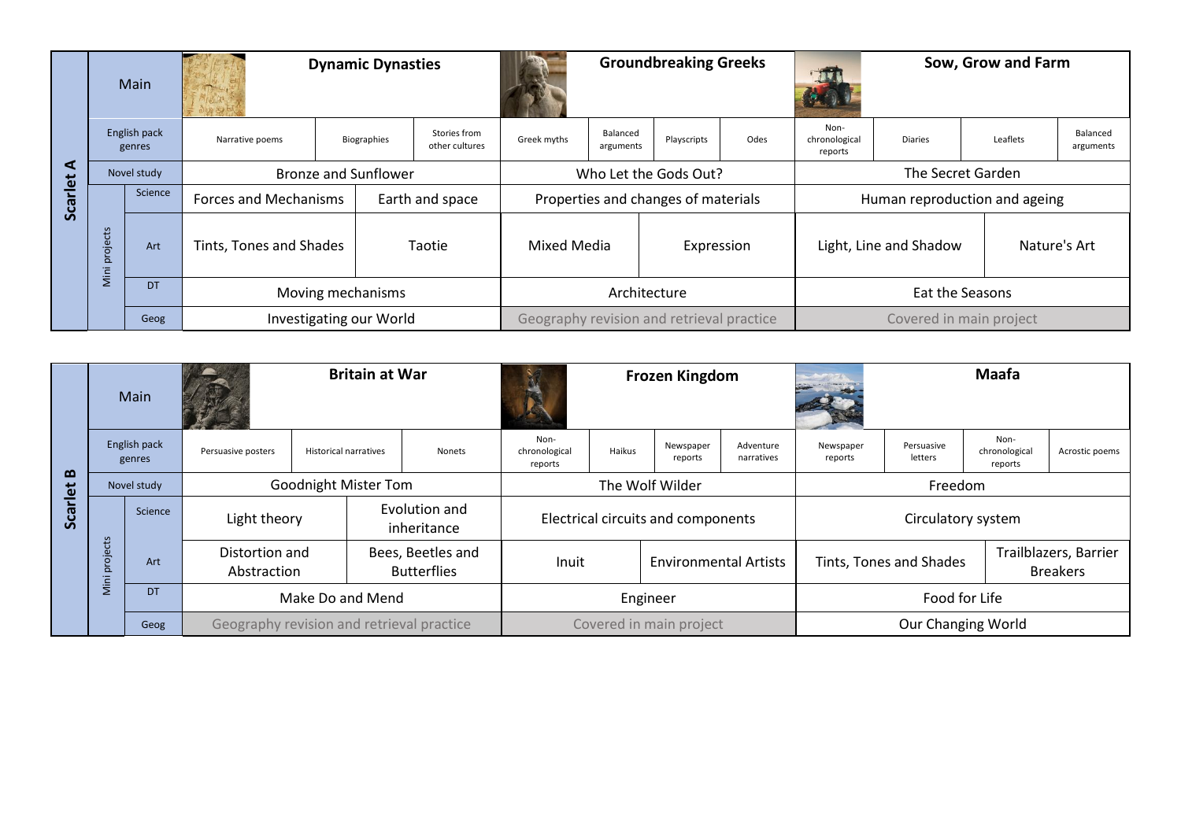| Scarlet A | | Dynamic Dynasties | | | | Groundbreaking Greeks | | | | Sow, Grow and Farm | | | |
|---|---|---|---|---|---|---|---|---|---|---|---|---|---|
| Main | | Dynamic Dynasties | | | | Groundbreaking Greeks | | | | Sow, Grow and Farm | | | |
| English pack genres | | Narrative poems | Biographies | Stories from other cultures | | Greek myths | Balanced arguments | Playscripts | Odes | Non-chronological reports | Diaries | Leaflets | Balanced arguments |
| Novel study | | Bronze and Sunflower | | | | Who Let the Gods Out? | | | | The Secret Garden | | | |
| Mini projects | Science | Forces and Mechanisms | | Earth and space | | Properties and changes of materials | | | | Human reproduction and ageing | | | |
| Mini projects | Art | Tints, Tones and Shades | | Taotie | | Mixed Media | | Expression | | Light, Line and Shadow | | Nature's Art | |
| Mini projects | DT | Moving mechanisms | | | | Architecture | | | | Eat the Seasons | | | |
| Mini projects | Geog | Investigating our World | | | | Geography revision and retrieval practice | | | | Covered in main project | | | |

| Scarlet B | | Britain at War | | | | Frozen Kingdom | | | | Maafa | | | |
|---|---|---|---|---|---|---|---|---|---|---|---|---|---|
| Main | | Britain at War | | | | Frozen Kingdom | | | | Maafa | | | |
| English pack genres | | Persuasive posters | Historical narratives | Nonets | | Non-chronological reports | Haikus | Newspaper reports | Adventure narratives | Newspaper reports | Persuasive letters | Non-chronological reports | Acrostic poems |
| Novel study | | Goodnight Mister Tom | | | | The Wolf Wilder | | | | Freedom | | | |
| Mini projects | Science | Light theory | | Evolution and inheritance | | Electrical circuits and components | | | | Circulatory system | | | |
| Mini projects | Art | Distortion and Abstraction | | Bees, Beetles and Butterflies | | Inuit | | Environmental Artists | | Tints, Tones and Shades | | Trailblazers, Barrier Breakers | |
| Mini projects | DT | Make Do and Mend | | | | Engineer | | | | Food for Life | | | |
| Mini projects | Geog | Geography revision and retrieval practice | | | | Covered in main project | | | | Our Changing World | | | |